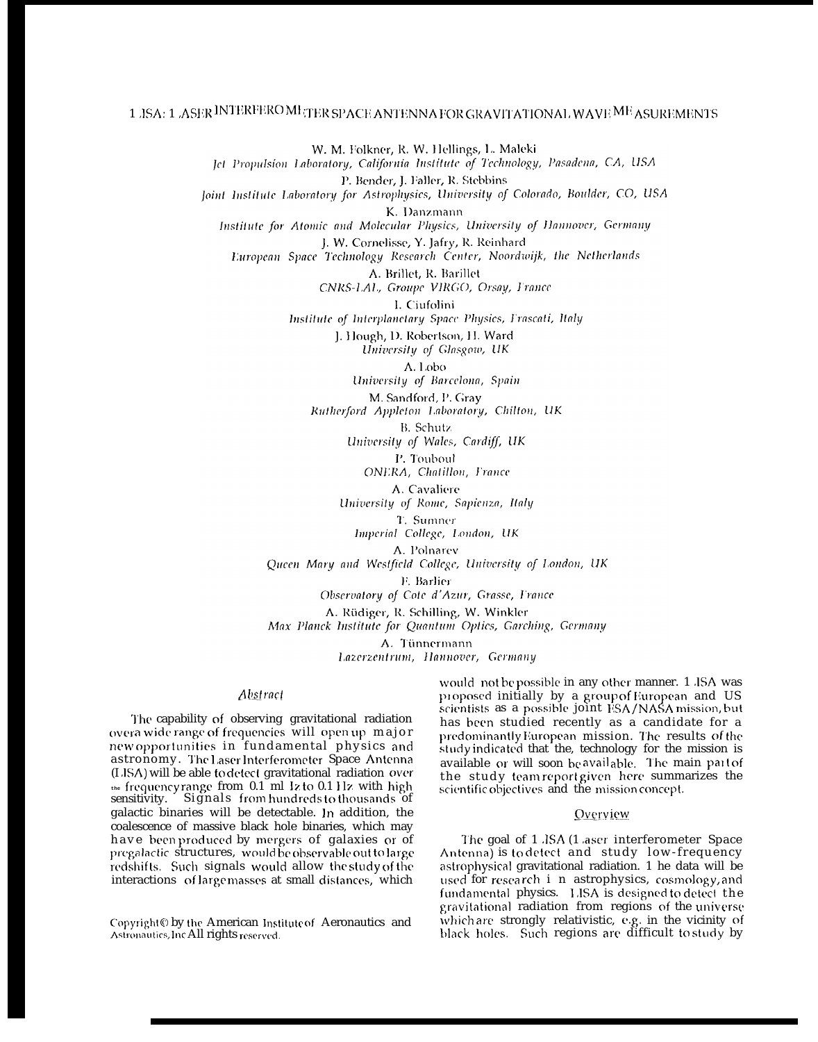# LISA: LASER INTERFEROMETER SPACE ANTENNA FOR GRAVITATIONAL WAVE MEASUREMENTS

W. M. Folkner, R. W. Hellings, L. Maleki
*Jet Propulsion Laboratory, California Institute of Technology, Pasadena, CA, USA*

P. Bender, J. Faller, R. Stebbins
*Joint Institute Laboratory for Astrophysics, University of Colorado, Boulder, CO, USA*

K. Danzmann
*Institute for Atomic and Molecular Physics, University of Hannover, Germany*

J. W. Cornelisse, Y. Jafry, R. Reinhard
*European Space Technology Research Center, Noordwijk, the Netherlands*

A. Brillet, R. Barillet
*CNRS-LAL, Groupe VIRGO, Orsay, France*

I. Ciufolini
*Institute of Interplanetary Space Physics, Frascati, Italy*

J. Hough, D. Robertson, H. Ward
*University of Glasgow, UK*

A. Lobo
*University of Barcelona, Spain*

M. Sandford, P. Gray
*Rutherford Appleton Laboratory, Chilton, UK*

B. Schutz
*University of Wales, Cardiff, UK*

P. Touboul
*ONERA, Chatillon, France*

A. Cavaliere
*University of Rome, Sapienza, Italy*

T. Sumner
*Imperial College, London, UK*

A. Polnarev
*Queen Mary and Westfield College, University of London, UK*

F. Barlier
*Observatory of Cote d'Azur, Grasse, France*

A. Rüdiger, R. Schilling, W. Winkler
*Max Planck Institute for Quantum Optics, Garching, Germany*

A. Tünnermann
*Lazerzentrum, Hannover, Germany*

## Abstract

The capability of observing gravitational radiation over a wide range of frequencies will open up major new opportunities in fundamental physics and astronomy. The Laser Interferometer Space Antenna (LISA) will be able to detect gravitational radiation over the frequency range from 0.1 mHz to 0.1 Hz with high sensitivity. Signals from hundreds to thousands of galactic binaries will be detectable. In addition, the coalescence of massive black hole binaries, which may have been produced by mergers of galaxies or of pregalactic structures, would be observable out to large redshifts. Such signals would allow the study of the interactions of large masses at small distances, which would not be possible in any other manner. LISA was proposed initially by a group of European and US scientists as a possible joint ESA/NASA mission, but has been studied recently as a candidate for a predominantly European mission. The results of the study indicated that the technology for the mission is available or will soon be available. The main part of the study team report given here summarizes the scientific objectives and the mission concept.

Copyright © by the American Institute of Aeronautics and Astronautics, Inc All rights reserved.

## Overview

The goal of LISA (Laser interferometer Space Antenna) is to detect and study low-frequency astrophysical gravitational radiation. The data will be used for research in astrophysics, cosmology, and fundamental physics. LISA is designed to detect the gravitational radiation from regions of the universe which are strongly relativistic, e.g. in the vicinity of black holes. Such regions are difficult to study by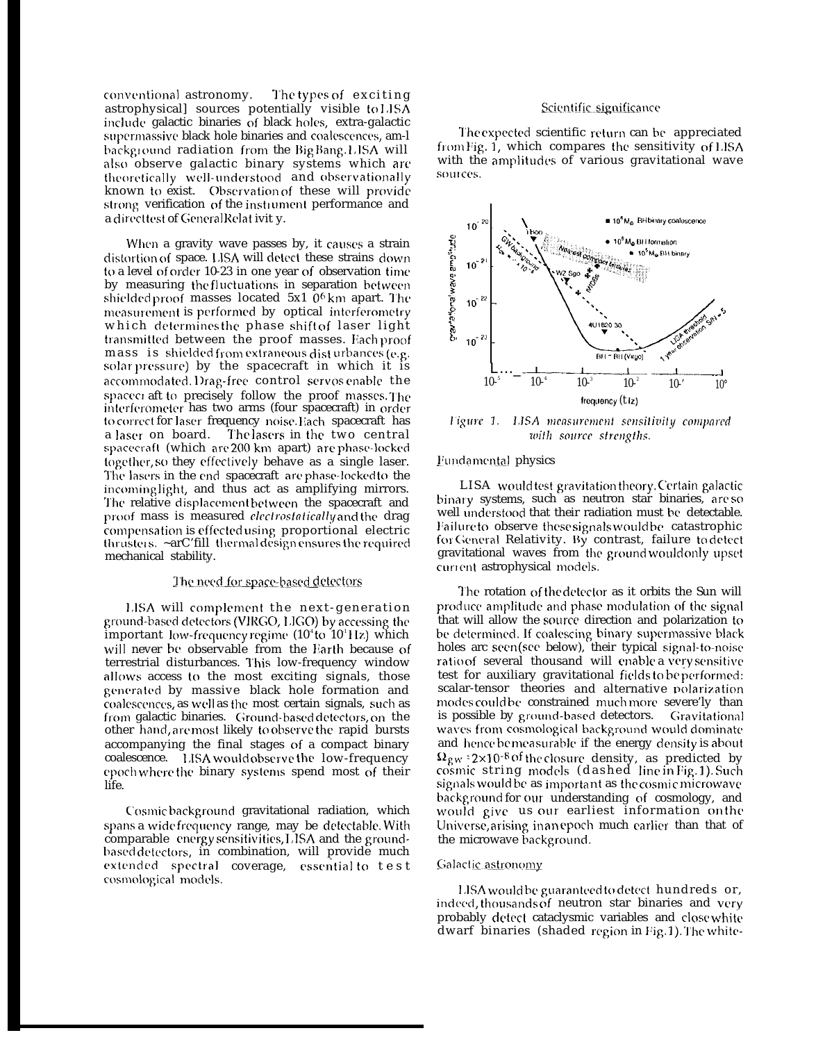conventional astronomy. The types of exciting astrophysical sources potentially visible to LISA include galactic binaries of black holes, extra-galactic supermassive black hole binaries and coalescences, and background radiation from the Big Bang. LISA will also observe galactic binary systems which are theoretically well-understood and observationally known to exist. Observation of these will provide strong verification of the instrument performance and a direct test of General Relativity.

When a gravity wave passes by, it causes a strain distortion of space. LISA will detect these strains down to a level of order 10-23 in one year of observation time by measuring the fluctuations in separation between shielded proof masses located $5\times10^6$ km apart. The measurement is performed by optical interferometry which determines the phase shift of laser light transmitted between the proof masses. Each proof mass is shielded from extraneous disturbances (e.g. solar pressure) by the spacecraft in which it is accommodated. Drag-free control servos enable the spacecraft to precisely follow the proof masses. The interferometer has two arms (four spacecraft) in order to correct for laser frequency noise. Each spacecraft has a laser on board. The lasers in the two central spacecraft (which are 200 km apart) are phase-locked together, so they effectively behave as a single laser. The lasers in the end spacecraft are phase-locked to the incoming light, and thus act as amplifying mirrors. The relative displacement between the spacecraft and proof mass is measured *electrostatically* and the drag compensation is effected using proportional electric thrusters. ~arC'fill thermal design ensures the required mechanical stability.

## The need for space-based detectors

LISA will complement the next-generation ground-based detectors (VIRGO, LIGO) by accessing the important low-frequency regime ($10^{-4}$ to $10^{-1}$ Hz) which will never be observable from the Earth because of terrestrial disturbances. This low-frequency window allows access to the most exciting signals, those generated by massive black hole formation and coalescences, as well as the most certain signals, such as from galactic binaries. Ground-based detectors, on the other hand, are most likely to observe the rapid bursts accompanying the final stages of a compact binary coalescence. LISA would observe the low-frequency epoch where the binary systems spend most of their life.

Cosmic background gravitational radiation, which spans a wide frequency range, may be detectable. With comparable energy sensitivities, LISA and the ground-based detectors, in combination, will provide much extended spectral coverage, essential to test cosmological models.

## Scientific significance

The expected scientific return can be appreciated from Fig. 1, which compares the sensitivity of LISA with the amplitudes of various gravitational wave sources.

*Figure 1. LISA measurement sensitivity compared with source strengths.*

## Fundamental physics

LISA would test gravitation theory. Certain galactic binary systems, such as neutron star binaries, are so well understood that their radiation must be detectable. Failure to observe these signals would be catastrophic for General Relativity. By contrast, failure to detect gravitational waves from the ground would only upset current astrophysical models.

The rotation of the detector as it orbits the Sun will produce amplitude and phase modulation of the signal that will allow the source direction and polarization to be determined. If coalescing binary supermassive black holes are seen (see below), their typical signal-to-noise ratio of several thousand will enable a very sensitive test for auxiliary gravitational fields to be performed: scalar-tensor theories and alternative polarization modes could be constrained much more severe'ly than is possible by ground-based detectors. Gravitational waves from cosmological background would dominate and hence be measurable if the energy density is about $\Omega_{gw} \approx 2\times10^{-8}$ of the closure density, as predicted by cosmic string models (dashed line in Fig. 1). Such signals would be as important as the cosmic microwave background for our understanding of cosmology, and would give us our earliest information on the Universe, arising in an epoch much earlier than that of the microwave background.

## Galactic astronomy

LISA would be guaranteed to detect hundreds or, indeed, thousands of neutron star binaries and very probably detect cataclysmic variables and close white dwarf binaries (shaded region in Fig. 1). The white-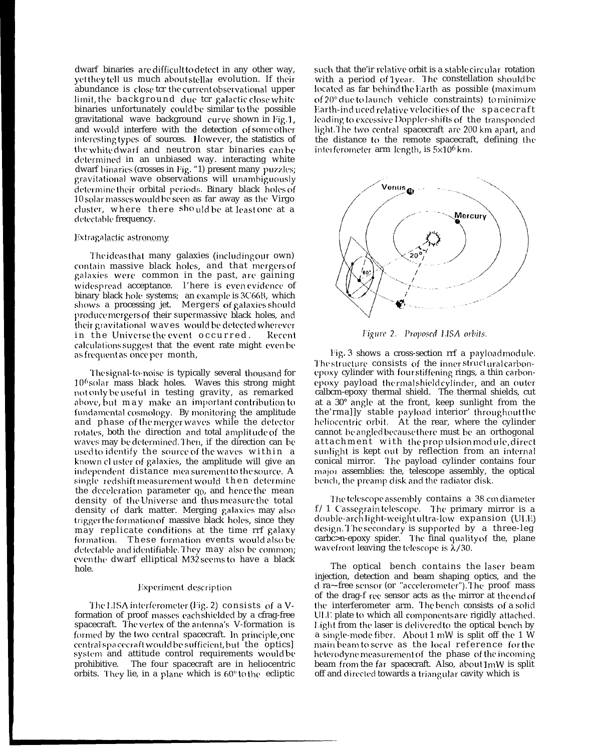dwarf binaries are difficult to detect in any other way, yet they tell us much about stellar evolution. If their abundance is close tcr the current observational upper limit, the background duc tcr galactic close white binaries unfortunately could be similar to the possible gravitational wave background curve shown in Fig. 1, and would interfere with the detection of some other interesting types of sources. However, the statistics of the white dwarf and neutron star binaries can be determined in an unbiased way. interacting white dwarf binaries (crosses in Fig. "1) present many puzzles; gravitational wave observations will unambiguously determine their orbital periods. Binary black holes of 10 solar masses would be seen as far away as the Virgo cluster, where there should be at least one at a detectable frequency.

### Extragalactic astronomy

The ideas that many galaxies (including our own) contain massive black holes, and that mergers of galaxies were common in the past, are gaining widespread acceptance. l'here is even evidence of binary black hole systems; an example is 3C66B, which shows a processing jet. Mergers of galaxies should produce mergers of their supermassive black holes, and their gravitational waves would be detected wherever in the Universe the event occurred. Recent calculations suggest that the event rate might even be as frequent as once per month,

The signal-to-noise is typically several thousand for $10^6$ solar mass black holes. Waves this strong might not only be useful in testing gravity, as remarked above, but may make an important contribution to fundamental cosmology. By monitoring the amplitude and phase of the merger waves while the detector rotates, both the direction and total amplitude of the waves may be determined. Then, if the direction can be used to identify the source of the waves within a known cluster of galaxies, the amplitude will give an independent distance measurement to the source. A single redshift measurement would then determine the deceleration parameter $q_0$, and hence the mean density of the Universe and thus measure the total density of dark matter. Merging galaxies may also trigger the formation of massive black holes, since they may replicate conditions at the time rrf galaxy formation. These formation events would also be detectable and identifiable. They may also be common; even the dwarf elliptical M32 seems to have a black hole.

### Experiment description

The LISA interferometer (Fig. 2) consists of a V-formation of proof masses each shielded by a cfrag-free spacecraft. The vertex of the antenna's V-formation is formed by the two central spacecraft. In principle, one central spacecraft would be sufficient, but the optics] system and attitude control requirements would be prohibitive. The four spacecraft are in heliocentric orbits. They lie, in a plane which is 60° to the ecliptic such that the'ir relative orbit is a stable circular rotation with a period of 1 year. The constellation should be located as far behind the Earth as possible (maximum of 20° due to launch vehicle constraints) to minimize Earth-induced relative velocities of the spacecraft leading to excessive Doppler-shifts of the transponded light. The two central spacecraft are 200 km apart, and the distance to the remote spacecraft, defining the interferometer arm length, is $5\times10^6$ km.

*Figure 2. Proposed LISA orbits.*

Fig. 3 shows a cross-section rrf a payload module. The structure consists of the inner structural carbon-epoxy cylinder with four stiffening rings, a thin carbon-epoxy payload thermal shield cylinder, and an outer calbcm-epoxy thermal shield. The thermal shields, cut at a 30° angle at the front, keep sunlight from the the'rma]]y stable payload interior' throughout the heliocentric orbit. At the rear, where the cylinder cannot be angled because there must be an orthogonal attachment with the propulsion module, direct sunlight is kept out by reflection from an internal conical mirror. The payload cylinder contains four major assemblies: the, telescope assembly, the optical bench, the preamp disk and the radiator disk.

The telescope assembly contains a 38 cm diameter f/1 Cassegrain telescope. The primary mirror is a double-arch light-weight ultra-low expansion (ULE) design. The secondary is supported by a three-leg carbc>n-epoxy spider. The final quality of the, plane wavefront leaving the telescope is $\lambda/30$.

The optical bench contains the laser beam injection, detection and beam shaping optics, and the d ra~free sensor (or "accelerometer"). The proof mass of the drag-f ree sensor acts as the mirror at the end of the interferometer arm. The bench consists of a solid ULE plate to which all components are rigidly attached. Light from the laser is delivered to the optical bench by a single-mode fiber. About 1 mW is split off the 1 W main beam to serve as the local reference for the heterodyne measurement of the phase of the incoming beam from the far spacecraft. Also, about 1mW is split off and directed towards a triangular cavity which is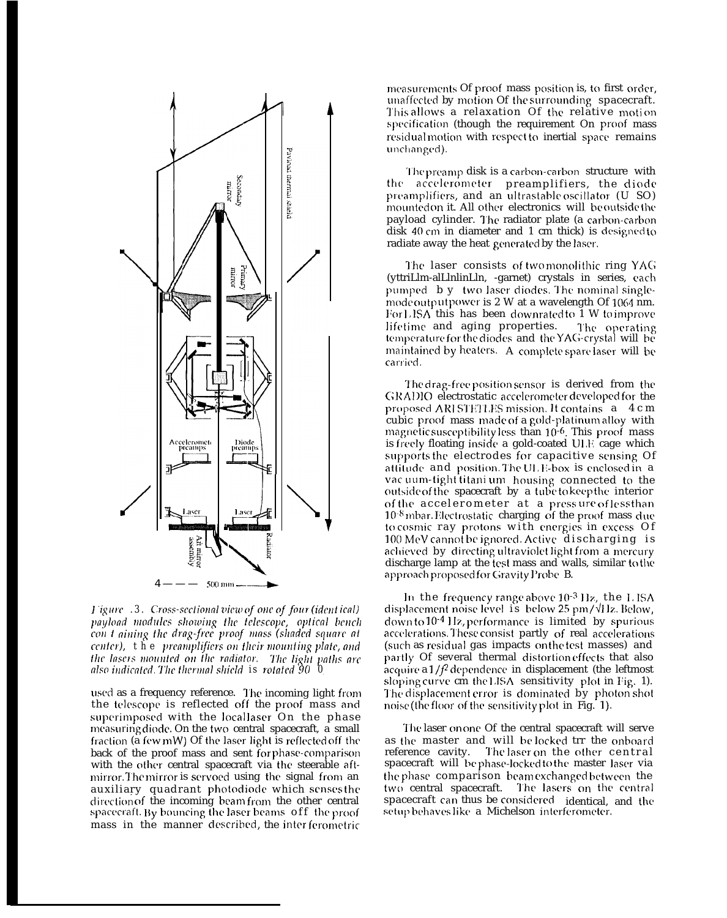*Figure .3. Cross-sectional view of one of four (identical) payload modules showing the telescope, optical bench containing the drag-free proof mass (shaded square at center), the preamplifiers on their mounting plate, and the lasers mounted on the radiator. The light paths are also indicated. The thermal shield is rotated 90 0*

used as a frequency reference. The incoming light from the telescope is reflected off the proof mass and superimposed with the local laser On the phase measuring diode. On the two central spacecraft, a small fraction (a few mW) Of the laser light is reflected off the back of the proof mass and sent for phase-comparison with the other central spacecraft via the steerable aft-mirror. The mirror is servoed using the signal from an auxiliary quadrant photodiode which senses the direction of the incoming beam from the other central spacecraft. By bouncing the laser beams off the proof mass in the manner described, the interferometric measurements Of proof mass position is, to first order, unaffected by motion Of the surrounding spacecraft. This allows a relaxation Of the relative motion specification (though the requirement On proof mass residual motion with respect to inertial space remains unchanged).

The preamp disk is a carbon-carbon structure with the accelerometer preamplifiers, the diode preamplifiers, and an ultrastable oscillator (U SO) mounted on it. All other electronics will be outside the payload cylinder. The radiator plate (a carbon-carbon disk 40 cm in diameter and 1 cm thick) is designed to radiate away the heat generated by the laser.

The laser consists of two monolithic ring YAG (yttriLlm-alLlnlinLln, -garnet) crystals in series, each pumped by two laser diodes. The nominal single-mode output power is 2 W at a wavelength Of 1064 nm. For LISA this has been downrated to 1 W to improve lifetime and aging properties. The operating temperature for the diodes and the YAG-crystal will be maintained by heaters. A complete spare laser will be carried.

The drag-free position sensor is derived from the GRADIO electrostatic accelerometer developed for the proposed ARISTETLES mission. It contains a 4 cm cubic proof mass made of a gold-platinum alloy with magnetic susceptibility less than $10^{-6}$. This proof mass is freely floating inside a gold-coated ULE cage which supports the electrodes for capacitive sensing Of attitude and position. The ULE-box is enclosed in a vacuum-tight titanium housing connected to the outside of the spacecraft by a tube to keep the interior of the accelerometer at a pressure of less than $10^{-8}$ mbar. Electrostatic charging of the proof mass due to cosmic ray protons with energies in excess Of 100 MeV cannot be ignored. Active discharging is achieved by directing ultraviolet light from a mercury discharge lamp at the test mass and walls, similar to the approach proposed for Gravity Probe B.

In the frequency range above $10^{-3}$ Hz, the LISA displacement noise level is below 25 pm/$\sqrt{\text{Hz}}$. Below, down to $10^{-4}$ Hz, performance is limited by spurious accelerations. These consist partly of real accelerations (such as residual gas impacts on the test masses) and partly Of several thermal distortion effects that also acquire a $1/f^2$ dependence in displacement (the leftmost sloping curve on the LISA sensitivity plot in Fig. 1). The displacement error is dominated by photon shot noise (the floor of the sensitivity plot in Fig. 1).

The laser on one Of the central spacecraft will serve as the master and will be locked trr the onboard reference cavity. The laser on the other central spacecraft will be phase-locked to the master laser via the phase comparison beam exchanged between the two central spacecraft. The lasers on the central spacecraft can thus be considered identical, and the setup behaves like a Michelson interferometer.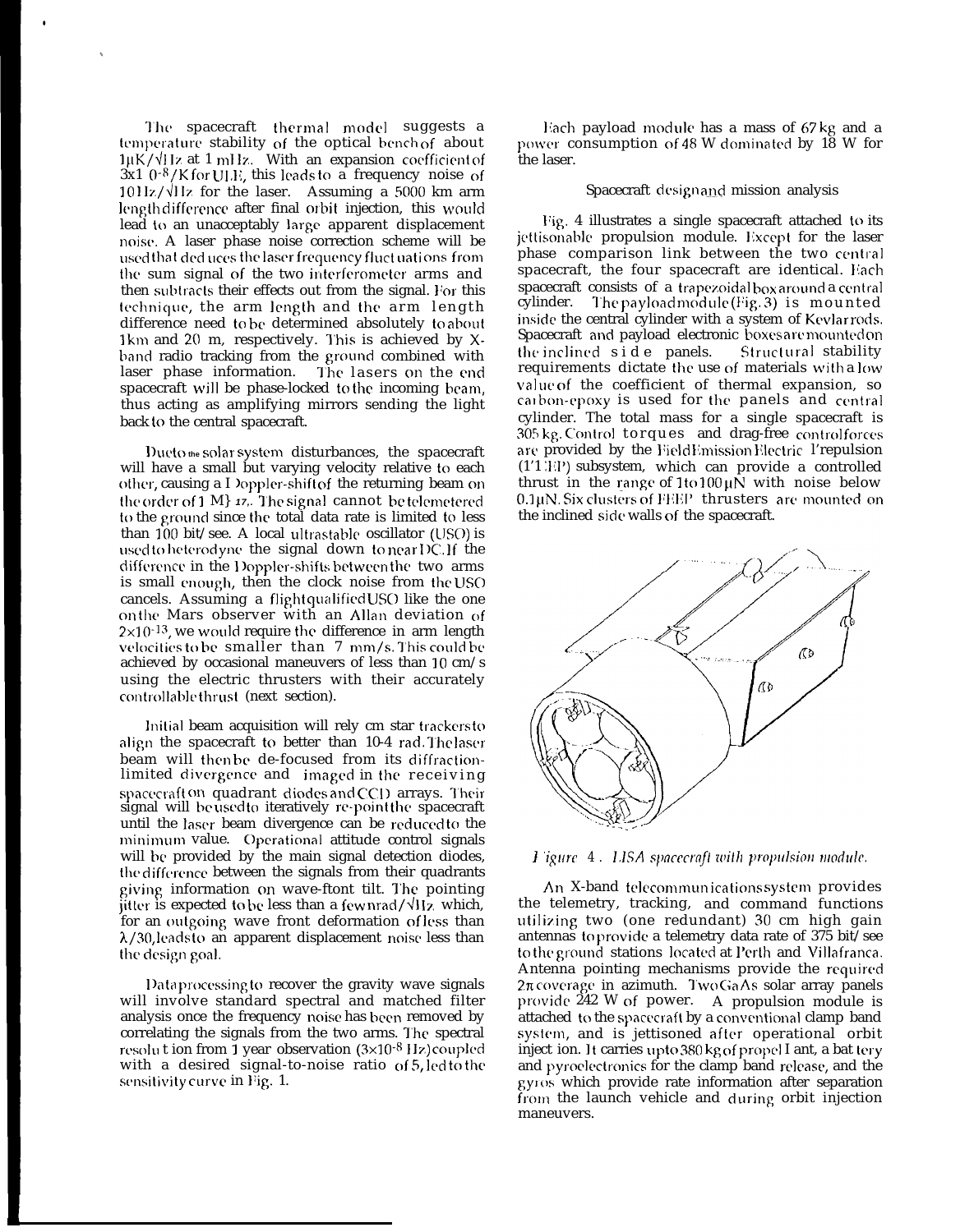The spacecraft thermal model suggests a temperature stability of the optical bench of about $1 \mu K/\sqrt{Hz}$ at 1 mHz. With an expansion coefficient of $3 \times 10^{-8}/K$ for ULE, this leads to a frequency noise of $10 Hz/\sqrt{Hz}$ for the laser. Assuming a 5000 km arm length difference after final orbit injection, this would lead to an unacceptably large apparent displacement noise. A laser phase noise correction scheme will be used that deduces the laser frequency fluctuations from the sum signal of the two interferometer arms and then subtracts their effects out from the signal. For this technique, the arm length and the arm length difference need to be determined absolutely to about 1km and 20 m, respectively. This is achieved by X-band radio tracking from the ground combined with laser phase information. The lasers on the end spacecraft will be phase-locked to the incoming beam, thus acting as amplifying mirrors sending the light back to the central spacecraft.

Due to the solar system disturbances, the spacecraft will have a small but varying velocity relative to each other, causing a Doppler-shift of the returning beam on the order of 1 MHz. The signal cannot be telemetered to the ground since the total data rate is limited to less than 100 bit/see. A local ultrastable oscillator (USO) is used to heterodyne the signal down to near DC. If the difference in the Doppler-shifts between the two arms is small enough, then the clock noise from the USO cancels. Assuming a flight qualified USO like the one on the Mars observer with an Allan deviation of $2 \times 10^{-13}$, we would require the difference in arm length velocities to be smaller than 7 mm/s. This could be achieved by occasional maneuvers of less than 10 cm/s using the electric thrusters with their accurately controllable thrust (next section).

Initial beam acquisition will rely on star trackers to align the spacecraft to better than 10-4 rad. The laser beam will then be de-focused from its diffraction-limited divergence and imaged in the receiving spacecraft on quadrant diodes and CCD arrays. Their signal will be used to iteratively re-point the spacecraft until the laser beam divergence can be reduced to the minimum value. Operational attitude control signals will be provided by the main signal detection diodes, the difference between the signals from their quadrants giving information on wave-front tilt. The pointing jitter is expected to be less than a few nrad/$\sqrt{Hz}$ which, for an outgoing wave front deformation of less than $\lambda/30$, leads to an apparent displacement noise less than the design goal.

Data processing to recover the gravity wave signals will involve standard spectral and matched filter analysis once the frequency noise has been removed by correlating the signals from the two arms. The spectral resolution from 1 year observation ($3 \times 10^{-8}$ Hz) coupled with a desired signal-to-noise ratio of 5, led to the sensitivity curve in Fig. 1.

Each payload module has a mass of 67 kg and a power consumption of 48 W dominated by 18 W for the laser.

## Spacecraft design and mission analysis

Fig. 4 illustrates a single spacecraft attached to its jettisonable propulsion module. Except for the laser phase comparison link between the two central spacecraft, the four spacecraft are identical. Each spacecraft consists of a trapezoidal box around a central cylinder. The payload module (Fig. 3) is mounted inside the central cylinder with a system of Kevlar rods. Spacecraft and payload electronic boxes are mounted on the inclined side panels. Structural stability requirements dictate the use of materials with a low value of the coefficient of thermal expansion, so carbon-epoxy is used for the panels and central cylinder. The total mass for a single spacecraft is 305 kg. Control torques and drag-free control forces are provided by the Field Emission Electric Propulsion (FEEP) subsystem, which can provide a controlled thrust in the range of 1 to 100 $\mu$N with noise below 0.1 $\mu$N. Six clusters of FEEP thrusters are mounted on the inclined side walls of the spacecraft.

*Figure 4. LISA spacecraft with propulsion module.*

An X-band telecommunications system provides the telemetry, tracking, and command functions utilizing two (one redundant) 30 cm high gain antennas to provide a telemetry data rate of 375 bit/see to the ground stations located at Perth and Villafranca. Antenna pointing mechanisms provide the required $2\pi$ coverage in azimuth. Two GaAs solar array panels provide 242 W of power. A propulsion module is attached to the spacecraft by a conventional clamp band system, and is jettisoned after operational orbit injection. It carries up to 380 kg of propellant, a battery and pyroelectronics for the clamp band release, and the gyros which provide rate information after separation from the launch vehicle and during orbit injection maneuvers.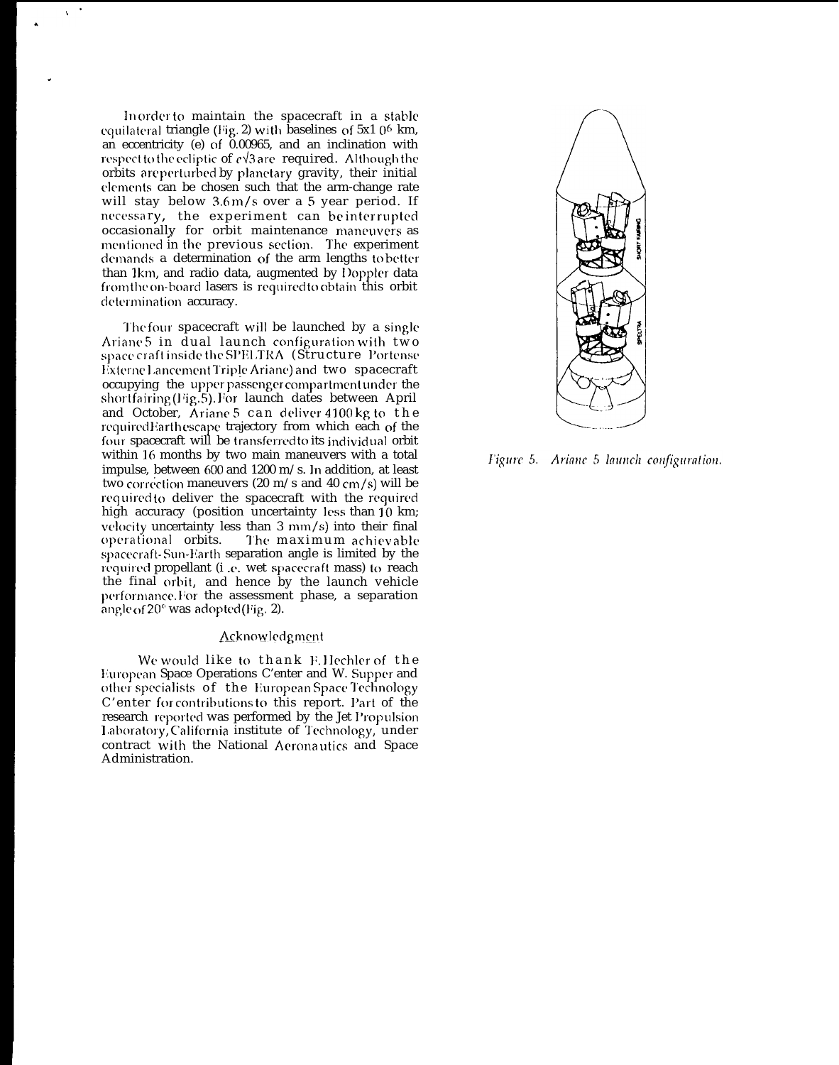In order to maintain the spacecraft in a stable equilateral triangle (Fig. 2) with baselines of $5x10^6$ km, an eccentricity (e) of 0.00965, and an inclination with respect to the ecliptic of $e\sqrt{3}$ are required. Although the orbits are perturbed by planetary gravity, their initial elements can be chosen such that the arm-change rate will stay below 3.6 m/s over a 5 year period. If necessary, the experiment can be interrupted occasionally for orbit maintenance maneuvers as mentioned in the previous section. The experiment demands a determination of the arm lengths to better than 1km, and radio data, augmented by Doppler data from the on-board lasers is required to obtain this orbit determination accuracy.

The four spacecraft will be launched by a single Ariane 5 in dual launch configuration with two spacecraft inside the SPELTRA (Structure Portense Externe Lancement Triple Ariane) and two spacecraft occupying the upper passenger compartment under the short fairing (Fig. 5). For launch dates between April and October, Ariane 5 can deliver 4100 kg to the required Earth escape trajectory from which each of the four spacecraft will be transferred to its individual orbit within 16 months by two main maneuvers with a total impulse, between 600 and 1200 m/s. In addition, at least two correction maneuvers (20 m/s and 40 cm/s) will be required to deliver the spacecraft with the required high accuracy (position uncertainty less than 10 km; velocity uncertainty less than 3 mm/s) into their final operational orbits. The maximum achievable spacecraft-Sun-Earth separation angle is limited by the required propellant (i.e. wet spacecraft mass) to reach the final orbit, and hence by the launch vehicle performance. For the assessment phase, a separation angle of 20° was adopted (Fig. 2).

## Acknowledgment

We would like to thank F. Hechler of the European Space Operations Center and W. Supper and other specialists of the European Space Technology Center for contributions to this report. Part of the research reported was performed by the Jet Propulsion Laboratory, California institute of Technology, under contract with the National Aeronautics and Space Administration.

SHORT FAIRING

SPELTRA

*Figure 5. Ariane 5 launch configuration.*